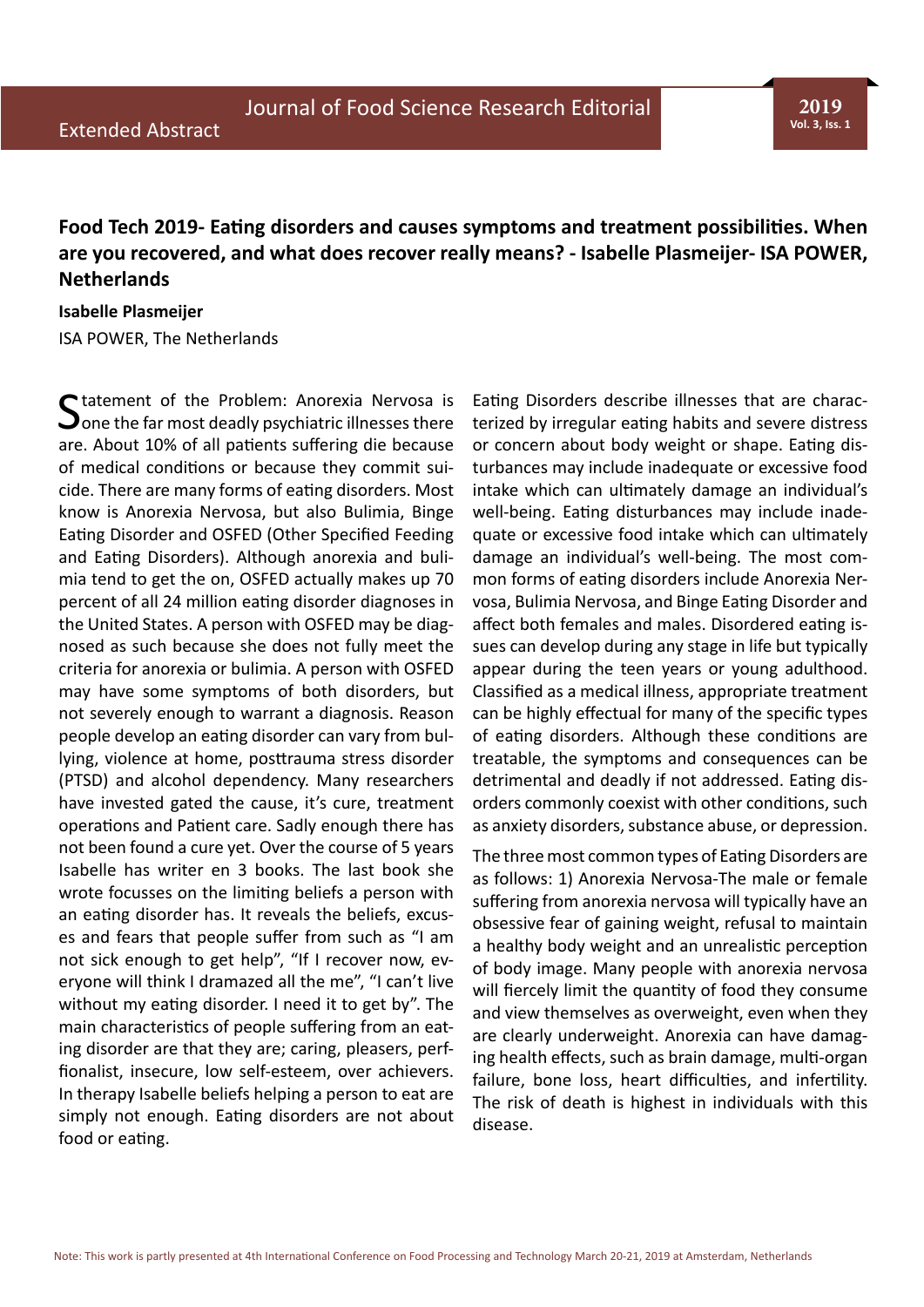# Food Tech 2019- Eating disorders and causes symptoms and treatment possibilities. When are you recovered, and what does recover really means? - Isabelle Plasmeijer- ISA POWER, Netherlands

**Isabelle Plasmeijer**

ISA POWER, The Netherlands

Statement of the Problem: Anorexia Nervosa is one the far most deadly psychiatric illnesses there are. About 10% of all patients suffering die because of medical conditions or because they commit suicide. There are many forms of eating disorders. Most know is Anorexia Nervosa, but also Bulimia, Binge Eating Disorder and OSFED (Other Specified Feeding and Eating Disorders). Although anorexia and bulimia tend to get the on, OSFED actually makes up 70 percent of all 24 million eating disorder diagnoses in the United States. A person with OSFED may be diagnosed as such because she does not fully meet the criteria for anorexia or bulimia. A person with OSFED may have some symptoms of both disorders, but not severely enough to warrant a diagnosis. Reason people develop an eating disorder can vary from bullying, violence at home, posttrauma stress disorder (PTSD) and alcohol dependency. Many researchers have invested gated the cause, it's cure, treatment operations and Patient care. Sadly enough there has not been found a cure yet. Over the course of 5 years Isabelle has writer en 3 books. The last book she wrote focusses on the limiting beliefs a person with an eating disorder has. It reveals the beliefs, excuses and fears that people suffer from such as "I am not sick enough to get help", "If I recover now, everyone will think I dramazed all the me", "I can't live without my eating disorder. I need it to get by". The main characteristics of people suffering from an eating disorder are that they are; caring, pleasers, perffionalist, insecure, low self-esteem, over achievers. In therapy Isabelle beliefs helping a person to eat are simply not enough. Eating disorders are not about food or eating.

Eating Disorders describe illnesses that are characterized by irregular eating habits and severe distress or concern about body weight or shape. Eating disturbances may include inadequate or excessive food intake which can ultimately damage an individual's well-being. Eating disturbances may include inadequate or excessive food intake which can ultimately damage an individual's well-being. The most common forms of eating disorders include Anorexia Nervosa, Bulimia Nervosa, and Binge Eating Disorder and affect both females and males. Disordered eating issues can develop during any stage in life but typically appear during the teen years or young adulthood. Classified as a medical illness, appropriate treatment can be highly effectual for many of the specific types of eating disorders. Although these conditions are treatable, the symptoms and consequences can be detrimental and deadly if not addressed. Eating disorders commonly coexist with other conditions, such as anxiety disorders, substance abuse, or depression.

The three most common types of Eating Disorders are as follows: 1) Anorexia Nervosa-The male or female suffering from anorexia nervosa will typically have an obsessive fear of gaining weight, refusal to maintain a healthy body weight and an unrealistic perception of body image. Many people with anorexia nervosa will fiercely limit the quantity of food they consume and view themselves as overweight, even when they are clearly underweight. Anorexia can have damaging health effects, such as brain damage, multi-organ failure, bone loss, heart difficulties, and infertility. The risk of death is highest in individuals with this disease.

Note: This work is partly presented at 4th International Conference on Food Processing and Technology March 20-21, 2019 at Amsterdam, Netherlands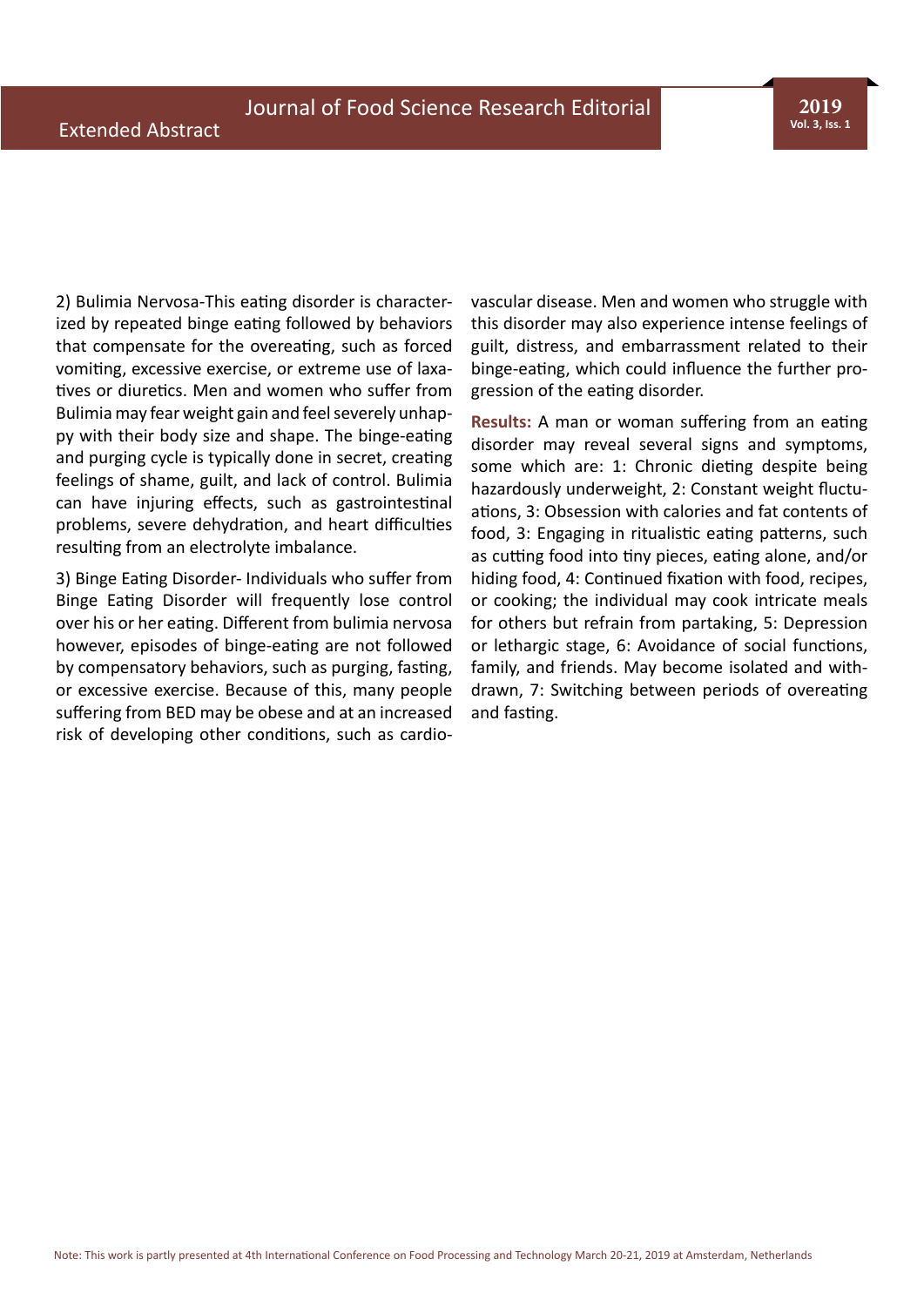2) Bulimia Nervosa-This eating disorder is characterized by repeated binge eating followed by behaviors that compensate for the overeating, such as forced vomiting, excessive exercise, or extreme use of laxatives or diuretics. Men and women who suffer from Bulimia may fear weight gain and feel severely unhappy with their body size and shape. The binge-eating and purging cycle is typically done in secret, creating feelings of shame, guilt, and lack of control. Bulimia can have injuring effects, such as gastrointestinal problems, severe dehydration, and heart difficulties resulting from an electrolyte imbalance.

3) Binge Eating Disorder- Individuals who suffer from Binge Eating Disorder will frequently lose control over his or her eating. Different from bulimia nervosa however, episodes of binge-eating are not followed by compensatory behaviors, such as purging, fasting, or excessive exercise. Because of this, many people suffering from BED may be obese and at an increased risk of developing other conditions, such as cardiovascular disease. Men and women who struggle with this disorder may also experience intense feelings of guilt, distress, and embarrassment related to their binge-eating, which could influence the further progression of the eating disorder.

**Results:** A man or woman suffering from an eating disorder may reveal several signs and symptoms, some which are: 1: Chronic dieting despite being hazardously underweight, 2: Constant weight fluctuations, 3: Obsession with calories and fat contents of food, 3: Engaging in ritualistic eating patterns, such as cutting food into tiny pieces, eating alone, and/or hiding food, 4: Continued fixation with food, recipes, or cooking; the individual may cook intricate meals for others but refrain from partaking, 5: Depression or lethargic stage, 6: Avoidance of social functions, family, and friends. May become isolated and withdrawn, 7: Switching between periods of overeating and fasting.

Note: This work is partly presented at 4th International Conference on Food Processing and Technology March 20-21, 2019 at Amsterdam, Netherlands